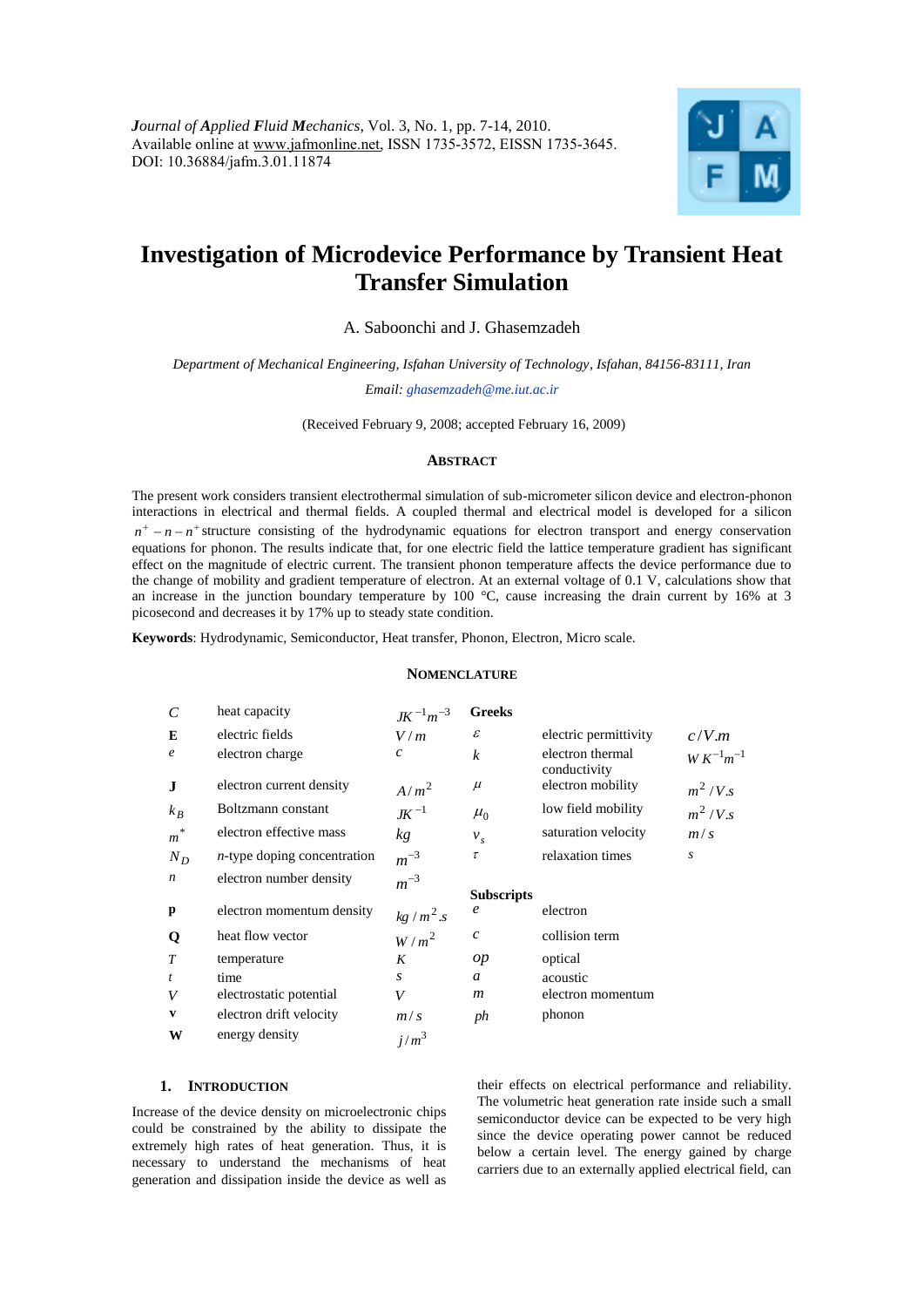*Journal of Applied Fluid Mechanics*, Vol. 3, No. 1, pp. 7-14, 2010.
Available online at www.jafmonline.net, ISSN 1735-3572, EISSN 1735-3645.
DOI: 10.36884/jafm.3.01.11874

# Investigation of Microdevice Performance by Transient Heat Transfer Simulation

A. Saboonchi and J. Ghasemzadeh

*Department of Mechanical Engineering, Isfahan University of Technology, Isfahan, 84156-83111, Iran*

*Email: ghasemzadeh@me.iut.ac.ir*

(Received February 9, 2008; accepted February 16, 2009)

## ABSTRACT

The present work considers transient electrothermal simulation of sub-micrometer silicon device and electron-phonon interactions in electrical and thermal fields. A coupled thermal and electrical model is developed for a silicon $n^+ - n - n^+$ structure consisting of the hydrodynamic equations for electron transport and energy conservation equations for phonon. The results indicate that, for one electric field the lattice temperature gradient has significant effect on the magnitude of electric current. The transient phonon temperature affects the device performance due to the change of mobility and gradient temperature of electron. At an external voltage of 0.1 V, calculations show that an increase in the junction boundary temperature by 100 °C, cause increasing the drain current by 16% at 3 picosecond and decreases it by 17% up to steady state condition.

**Keywords**: Hydrodynamic, Semiconductor, Heat transfer, Phonon, Electron, Micro scale.

## NOMENCLATURE

| | | | | | |
|---|---|---|---|---|---|
| $C$ | heat capacity | $JK^{-1}m^{-3}$ | **Greeks** | | |
| **E** | electric fields | $V/m$ | $\varepsilon$ | electric permittivity | $c/V.m$ |
| $e$ | electron charge | $c$ | $k$ | electron thermal conductivity | $W K^{-1}m^{-1}$ |
| **J** | electron current density | $A/m^2$ | $\mu$ | electron mobility | $m^2/V.s$ |
| $k_B$ | Boltzmann constant | $JK^{-1}$ | $\mu_0$ | low field mobility | $m^2/V.s$ |
| $m^*$ | electron effective mass | $kg$ | $v_s$ | saturation velocity | $m/s$ |
| $N_D$ | *n*-type doping concentration | $m^{-3}$ | $\tau$ | relaxation times | $s$ |
| $n$ | electron number density | $m^{-3}$ | **Subscripts** | | |
| **p** | electron momentum density | $kg/m^2.s$ | $e$ | electron | |
| **Q** | heat flow vector | $W/m^2$ | $c$ | collision term | |
| $T$ | temperature | $K$ | $op$ | optical | |
| $t$ | time | $s$ | $a$ | acoustic | |
| $V$ | electrostatic potential | $V$ | $m$ | electron momentum | |
| **v** | electron drift velocity | $m/s$ | $ph$ | phonon | |
| **W** | energy density | $j/m^3$ | | | |

## 1. INTRODUCTION

Increase of the device density on microelectronic chips could be constrained by the ability to dissipate the extremely high rates of heat generation. Thus, it is necessary to understand the mechanisms of heat generation and dissipation inside the device as well as their effects on electrical performance and reliability. The volumetric heat generation rate inside such a small semiconductor device can be expected to be very high since the device operating power cannot be reduced below a certain level. The energy gained by charge carriers due to an externally applied electrical field, can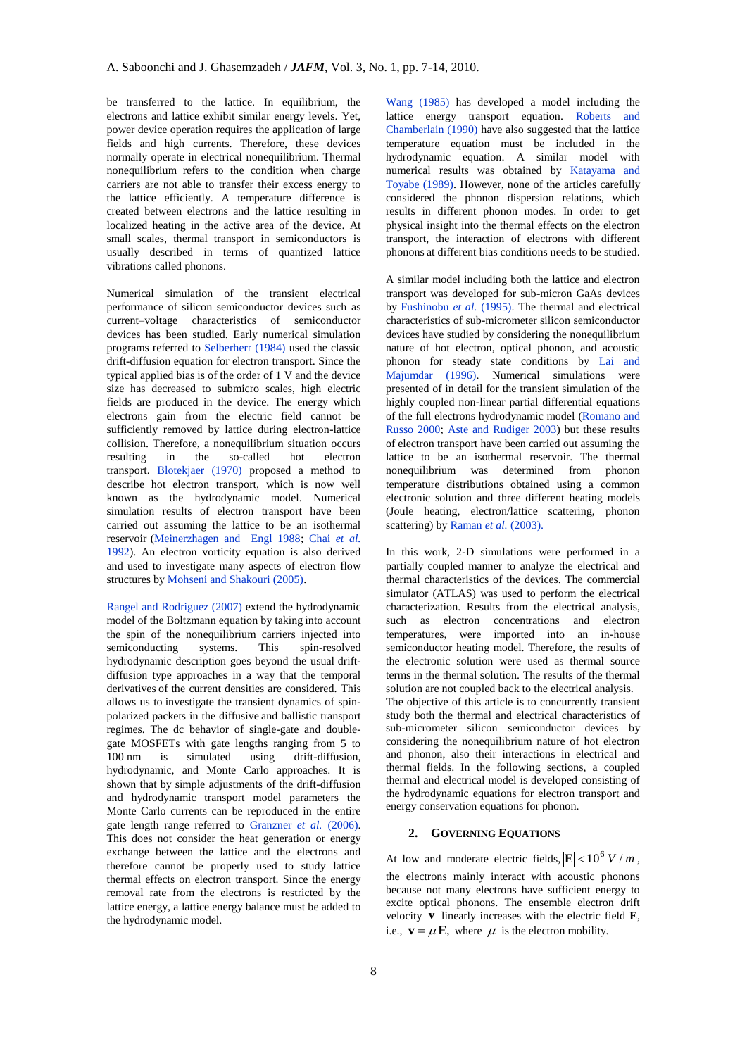be transferred to the lattice. In equilibrium, the electrons and lattice exhibit similar energy levels. Yet, power device operation requires the application of large fields and high currents. Therefore, these devices normally operate in electrical nonequilibrium. Thermal nonequilibrium refers to the condition when charge carriers are not able to transfer their excess energy to the lattice efficiently. A temperature difference is created between electrons and the lattice resulting in localized heating in the active area of the device. At small scales, thermal transport in semiconductors is usually described in terms of quantized lattice vibrations called phonons.

Numerical simulation of the transient electrical performance of silicon semiconductor devices such as current–voltage characteristics of semiconductor devices has been studied. Early numerical simulation programs referred to Selberherr (1984) used the classic drift-diffusion equation for electron transport. Since the typical applied bias is of the order of 1 V and the device size has decreased to submicro scales, high electric fields are produced in the device. The energy which electrons gain from the electric field cannot be sufficiently removed by lattice during electron-lattice collision. Therefore, a nonequilibrium situation occurs resulting in the so-called hot electron transport. Blotekjaer (1970) proposed a method to describe hot electron transport, which is now well known as the hydrodynamic model. Numerical simulation results of electron transport have been carried out assuming the lattice to be an isothermal reservoir (Meinerzhagen and Engl 1988; Chai *et al.* 1992). An electron vorticity equation is also derived and used to investigate many aspects of electron flow structures by Mohseni and Shakouri (2005).

Rangel and Rodriguez (2007) extend the hydrodynamic model of the Boltzmann equation by taking into account the spin of the nonequilibrium carriers injected into semiconducting systems. This spin-resolved hydrodynamic description goes beyond the usual drift-diffusion type approaches in a way that the temporal derivatives of the current densities are considered. This allows us to investigate the transient dynamics of spin-polarized packets in the diffusive and ballistic transport regimes. The dc behavior of single-gate and double-gate MOSFETs with gate lengths ranging from 5 to 100 nm is simulated using drift-diffusion, hydrodynamic, and Monte Carlo approaches. It is shown that by simple adjustments of the drift-diffusion and hydrodynamic transport model parameters the Monte Carlo currents can be reproduced in the entire gate length range referred to Granzner *et al.* (2006). This does not consider the heat generation or energy exchange between the lattice and the electrons and therefore cannot be properly used to study lattice thermal effects on electron transport. Since the energy removal rate from the electrons is restricted by the lattice energy, a lattice energy balance must be added to the hydrodynamic model.

Wang (1985) has developed a model including the lattice energy transport equation. Roberts and Chamberlain (1990) have also suggested that the lattice temperature equation must be included in the hydrodynamic equation. A similar model with numerical results was obtained by Katayama and Toyabe (1989). However, none of the articles carefully considered the phonon dispersion relations, which results in different phonon modes. In order to get physical insight into the thermal effects on the electron transport, the interaction of electrons with different phonons at different bias conditions needs to be studied.

A similar model including both the lattice and electron transport was developed for sub-micron GaAs devices by Fushinobu *et al.* (1995). The thermal and electrical characteristics of sub-micrometer silicon semiconductor devices have studied by considering the nonequilibrium nature of hot electron, optical phonon, and acoustic phonon for steady state conditions by Lai and Majumdar (1996). Numerical simulations were presented of in detail for the transient simulation of the highly coupled non-linear partial differential equations of the full electrons hydrodynamic model (Romano and Russo 2000; Aste and Rudiger 2003) but these results of electron transport have been carried out assuming the lattice to be an isothermal reservoir. The thermal nonequilibrium was determined from phonon temperature distributions obtained using a common electronic solution and three different heating models (Joule heating, electron/lattice scattering, phonon scattering) by Raman *et al.* (2003).

In this work, 2-D simulations were performed in a partially coupled manner to analyze the electrical and thermal characteristics of the devices. The commercial simulator (ATLAS) was used to perform the electrical characterization. Results from the electrical analysis, such as electron concentrations and electron temperatures, were imported into an in-house semiconductor heating model. Therefore, the results of the electronic solution were used as thermal source terms in the thermal solution. The results of the thermal solution are not coupled back to the electrical analysis. The objective of this article is to concurrently transient study both the thermal and electrical characteristics of sub-micrometer silicon semiconductor devices by considering the nonequilibrium nature of hot electron and phonon, also their interactions in electrical and thermal fields. In the following sections, a coupled thermal and electrical model is developed consisting of the hydrodynamic equations for electron transport and energy conservation equations for phonon.

## 2. Governing Equations

At low and moderate electric fields, $|\mathbf{E}| < 10^6\ V/m$, the electrons mainly interact with acoustic phonons because not many electrons have sufficient energy to excite optical phonons. The ensemble electron drift velocity $\mathbf{v}$ linearly increases with the electric field $\mathbf{E}$, i.e., $\mathbf{v} = \mu \mathbf{E}$, where $\mu$ is the electron mobility.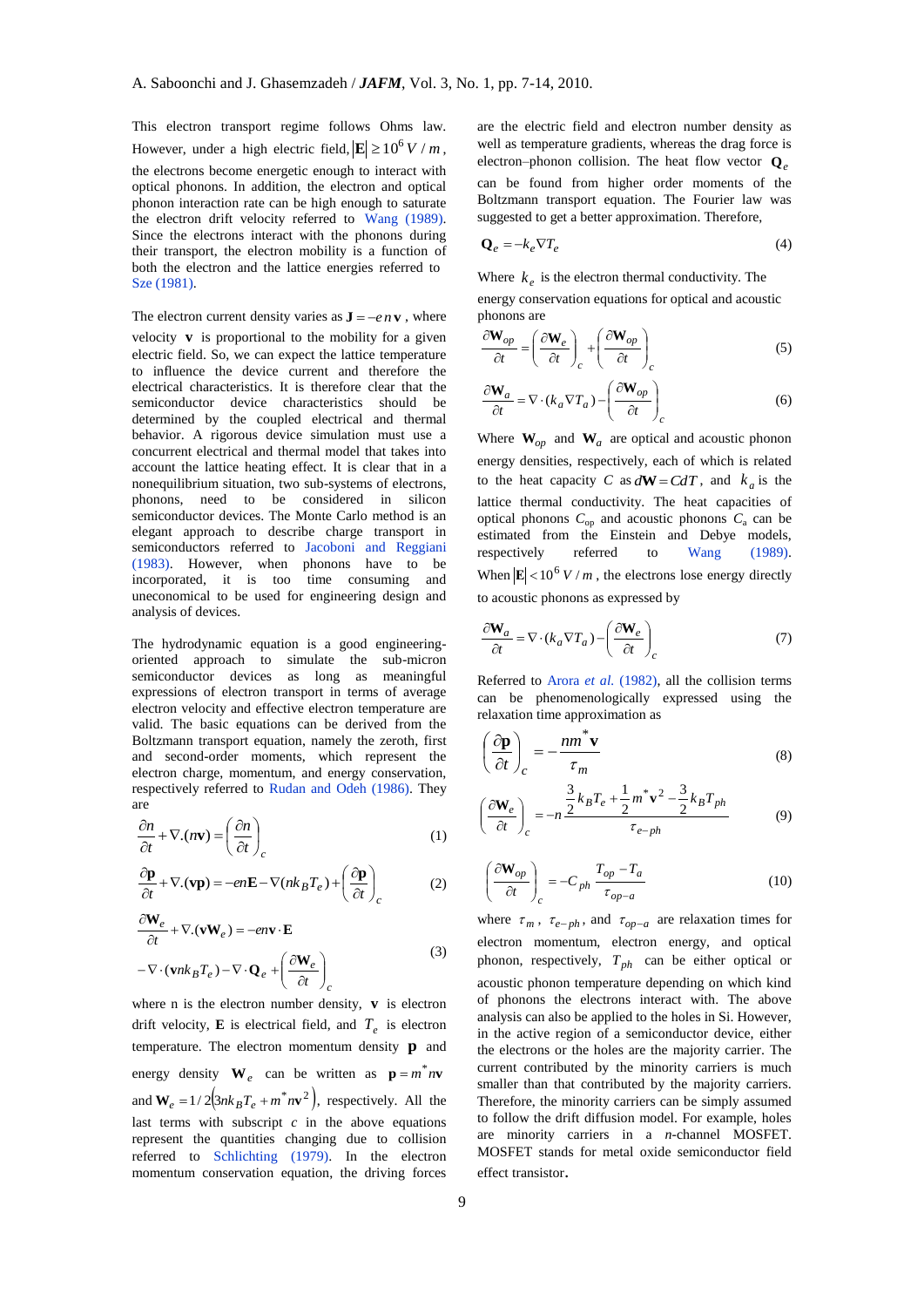This electron transport regime follows Ohms law. However, under a high electric field, $|\mathbf{E}| \geq 10^6\ V/m$, the electrons become energetic enough to interact with optical phonons. In addition, the electron and optical phonon interaction rate can be high enough to saturate the electron drift velocity referred to Wang (1989). Since the electrons interact with the phonons during their transport, the electron mobility is a function of both the electron and the lattice energies referred to Sze (1981).

The electron current density varies as $\mathbf{J} = -en\mathbf{v}$, where velocity $\mathbf{v}$ is proportional to the mobility for a given electric field. So, we can expect the lattice temperature to influence the device current and therefore the electrical characteristics. It is therefore clear that the semiconductor device characteristics should be determined by the coupled electrical and thermal behavior. A rigorous device simulation must use a concurrent electrical and thermal model that takes into account the lattice heating effect. It is clear that in a nonequilibrium situation, two sub-systems of electrons, phonons, need to be considered in silicon semiconductor devices. The Monte Carlo method is an elegant approach to describe charge transport in semiconductors referred to Jacoboni and Reggiani (1983). However, when phonons have to be incorporated, it is too time consuming and uneconomical to be used for engineering design and analysis of devices.

The hydrodynamic equation is a good engineering-oriented approach to simulate the sub-micron semiconductor devices as long as meaningful expressions of electron transport in terms of average electron velocity and effective electron temperature are valid. The basic equations can be derived from the Boltzmann transport equation, namely the zeroth, first and second-order moments, which represent the electron charge, momentum, and energy conservation, respectively referred to Rudan and Odeh (1986). They are

$$\frac{\partial n}{\partial t} + \nabla.(n\mathbf{v}) = \left(\frac{\partial n}{\partial t}\right)_c \tag{1}$$

$$\frac{\partial \mathbf{p}}{\partial t} + \nabla.(\mathbf{v}\mathbf{p}) = -en\mathbf{E} - \nabla(nk_B T_e) + \left(\frac{\partial \mathbf{p}}{\partial t}\right)_c \tag{2}$$

$$\frac{\partial \mathbf{W}_e}{\partial t} + \nabla.(\mathbf{v}\mathbf{W}_e) = -en\mathbf{v}\cdot\mathbf{E} - \nabla\cdot(\mathbf{v}nk_B T_e) - \nabla\cdot\mathbf{Q}_e + \left(\frac{\partial \mathbf{W}_e}{\partial t}\right)_c \tag{3}$$

where n is the electron number density, $\mathbf{v}$ is electron drift velocity, $\mathbf{E}$ is electrical field, and $T_e$ is electron temperature. The electron momentum density $\mathbf{p}$ and energy density $\mathbf{W}_e$ can be written as $\mathbf{p} = m^* n\mathbf{v}$ and $\mathbf{W}_e = 1/2\left(3nk_B T_e + m^* n\mathbf{v}^2\right)$, respectively. All the last terms with subscript $c$ in the above equations represent the quantities changing due to collision referred to Schlichting (1979). In the electron momentum conservation equation, the driving forces are the electric field and electron number density as well as temperature gradients, whereas the drag force is electron–phonon collision. The heat flow vector $\mathbf{Q}_e$ can be found from higher order moments of the Boltzmann transport equation. The Fourier law was suggested to get a better approximation. Therefore,

$$\mathbf{Q}_e = -k_e \nabla T_e \tag{4}$$

Where $k_e$ is the electron thermal conductivity. The energy conservation equations for optical and acoustic phonons are

$$\frac{\partial \mathbf{W}_{op}}{\partial t} = \left(\frac{\partial \mathbf{W}_e}{\partial t}\right)_c + \left(\frac{\partial \mathbf{W}_{op}}{\partial t}\right)_c \tag{5}$$

$$\frac{\partial \mathbf{W}_a}{\partial t} = \nabla\cdot(k_a \nabla T_a) - \left(\frac{\partial \mathbf{W}_{op}}{\partial t}\right)_c \tag{6}$$

Where $\mathbf{W}_{op}$ and $\mathbf{W}_a$ are optical and acoustic phonon energy densities, respectively, each of which is related to the heat capacity $C$ as $d\mathbf{W} = CdT$, and $k_a$ is the lattice thermal conductivity. The heat capacities of optical phonons $C_{op}$ and acoustic phonons $C_a$ can be estimated from the Einstein and Debye models, respectively referred to Wang (1989). When $|\mathbf{E}| < 10^6\ V/m$, the electrons lose energy directly to acoustic phonons as expressed by

$$\frac{\partial \mathbf{W}_a}{\partial t} = \nabla\cdot(k_a \nabla T_a) - \left(\frac{\partial \mathbf{W}_e}{\partial t}\right)_c \tag{7}$$

Referred to Arora *et al.* (1982), all the collision terms can be phenomenologically expressed using the relaxation time approximation as

$$\left(\frac{\partial \mathbf{p}}{\partial t}\right)_c = -\frac{nm^*\mathbf{v}}{\tau_m} \tag{8}$$

$$\left(\frac{\partial \mathbf{W}_e}{\partial t}\right)_c = -n\frac{\frac{3}{2}k_B T_e + \frac{1}{2}m^*\mathbf{v}^2 - \frac{3}{2}k_B T_{ph}}{\tau_{e-ph}} \tag{9}$$

$$\left(\frac{\partial \mathbf{W}_{op}}{\partial t}\right)_c = -C_{ph}\frac{T_{op} - T_a}{\tau_{op-a}} \tag{10}$$

where $\tau_m$, $\tau_{e-ph}$, and $\tau_{op-a}$ are relaxation times for electron momentum, electron energy, and optical phonon, respectively, $T_{ph}$ can be either optical or acoustic phonon temperature depending on which kind of phonons the electrons interact with. The above analysis can also be applied to the holes in Si. However, in the active region of a semiconductor device, either the electrons or the holes are the majority carrier. The current contributed by the minority carriers is much smaller than that contributed by the majority carriers. Therefore, the minority carriers can be simply assumed to follow the drift diffusion model. For example, holes are minority carriers in a *n*-channel MOSFET. MOSFET stands for metal oxide semiconductor field effect transistor.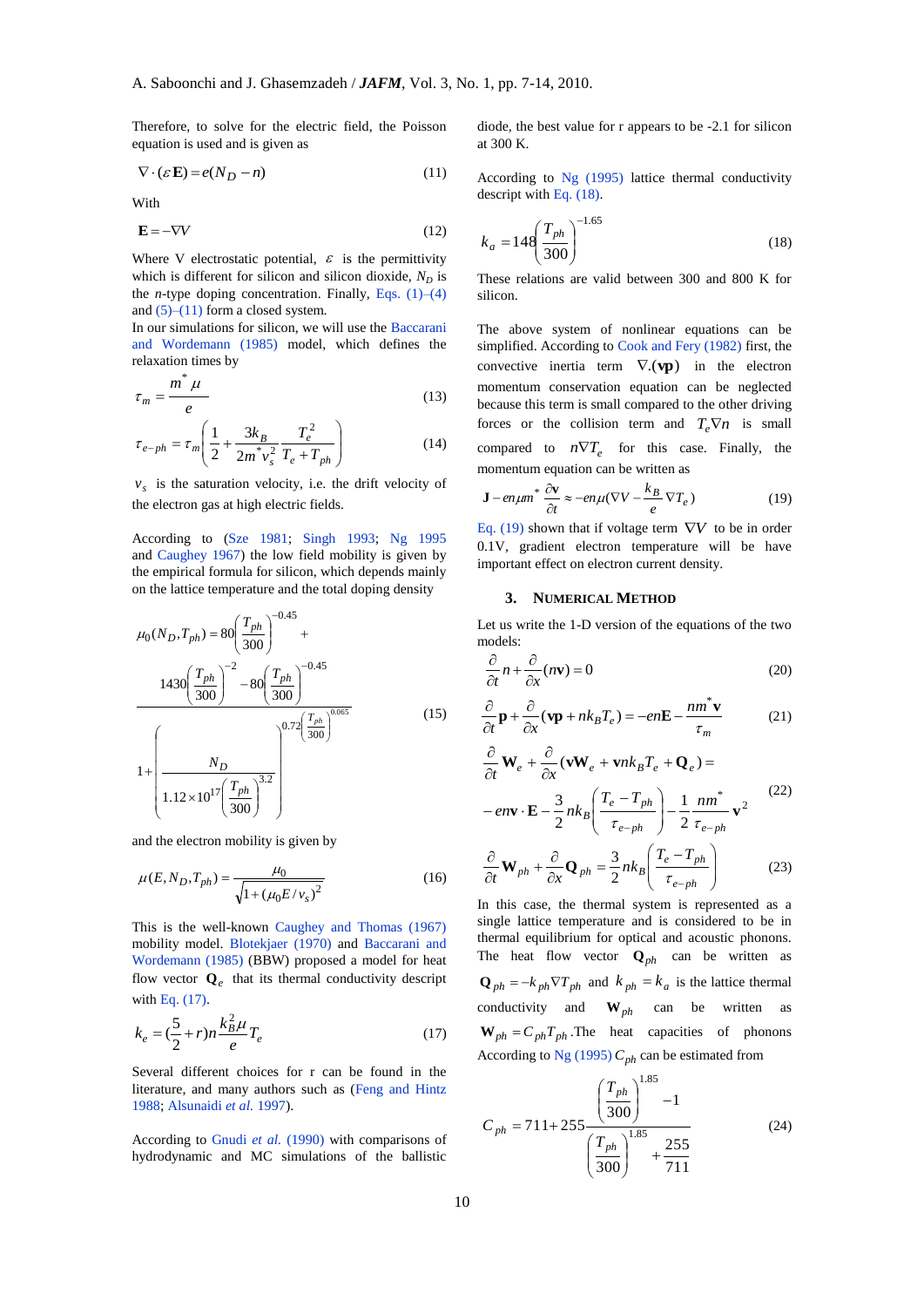Therefore, to solve for the electric field, the Poisson equation is used and is given as

$$\nabla \cdot (\varepsilon \mathbf{E}) = e(N_D - n) \tag{11}$$

With

$$\mathbf{E} = -\nabla V \tag{12}$$

Where V electrostatic potential, $\varepsilon$ is the permittivity which is different for silicon and silicon dioxide, $N_D$ is the *n*-type doping concentration. Finally, Eqs. (1)–(4) and (5)–(11) form a closed system.

In our simulations for silicon, we will use the Baccarani and Wordemann (1985) model, which defines the relaxation times by

$$\tau_m = \frac{m^* \mu}{e} \tag{13}$$

$$\tau_{e-ph} = \tau_m \left( \frac{1}{2} + \frac{3k_B}{2m^* v_s^2} \frac{T_e^2}{T_e + T_{ph}} \right) \tag{14}$$

$v_s$ is the saturation velocity, i.e. the drift velocity of the electron gas at high electric fields.

According to (Sze 1981; Singh 1993; Ng 1995 and Caughey 1967) the low field mobility is given by the empirical formula for silicon, which depends mainly on the lattice temperature and the total doping density

$$\mu_0(N_D, T_{ph}) = 80\left(\frac{T_{ph}}{300}\right)^{-0.45} + \frac{1430\left(\frac{T_{ph}}{300}\right)^{-2} - 80\left(\frac{T_{ph}}{300}\right)^{-0.45}}{1 + \left(\dfrac{N_D}{1.12 \times 10^{17}\left(\frac{T_{ph}}{300}\right)^{3.2}}\right)^{0.72\left(\frac{T_{ph}}{300}\right)^{0.065}}} \tag{15}$$

and the electron mobility is given by

$$\mu(E, N_D, T_{ph}) = \frac{\mu_0}{\sqrt{1 + (\mu_0 E / v_s)^2}} \tag{16}$$

This is the well-known Caughey and Thomas (1967) mobility model. Blotekjaer (1970) and Baccarani and Wordemann (1985) (BBW) proposed a model for heat flow vector $\mathbf{Q}_e$ that its thermal conductivity descript with Eq. (17).

$$k_e = \left(\frac{5}{2} + r\right) n \frac{k_B^2 \mu}{e} T_e \tag{17}$$

Several different choices for r can be found in the literature, and many authors such as (Feng and Hintz 1988; Alsunaidi *et al.* 1997).

According to Gnudi *et al.* (1990) with comparisons of hydrodynamic and MC simulations of the ballistic diode, the best value for r appears to be -2.1 for silicon at 300 K.

According to Ng (1995) lattice thermal conductivity descript with Eq. (18).

$$k_a = 148\left(\frac{T_{ph}}{300}\right)^{-1.65} \tag{18}$$

These relations are valid between 300 and 800 K for silicon.

The above system of nonlinear equations can be simplified. According to Cook and Fery (1982) first, the convective inertia term $\nabla.(\mathbf{vp})$ in the electron momentum conservation equation can be neglected because this term is small compared to the other driving forces or the collision term and $T_e \nabla n$ is small compared to $n \nabla T_e$ for this case. Finally, the momentum equation can be written as

$$\mathbf{J} - en\mu m^* \frac{\partial \mathbf{v}}{\partial t} \approx -en\mu(\nabla V - \frac{k_B}{e} \nabla T_e) \tag{19}$$

Eq. (19) shown that if voltage term $\nabla V$ to be in order 0.1V, gradient electron temperature will be have important effect on electron current density.

## 3. Numerical Method

Let us write the 1-D version of the equations of the two models:

$$\frac{\partial}{\partial t} n + \frac{\partial}{\partial x}(n\mathbf{v}) = 0 \tag{20}$$

$$\frac{\partial}{\partial t} \mathbf{p} + \frac{\partial}{\partial x}(\mathbf{vp} + nk_B T_e) = -en\mathbf{E} - \frac{nm^* \mathbf{v}}{\tau_m} \tag{21}$$

$$\frac{\partial}{\partial t} \mathbf{W}_e + \frac{\partial}{\partial x}(\mathbf{v}\mathbf{W}_e + \mathbf{v}nk_B T_e + \mathbf{Q}_e) = -en\mathbf{v} \cdot \mathbf{E} - \frac{3}{2} nk_B \left( \frac{T_e - T_{ph}}{\tau_{e-ph}} \right) - \frac{1}{2} \frac{nm^*}{\tau_{e-ph}} \mathbf{v}^2 \tag{22}$$

$$\frac{\partial}{\partial t} \mathbf{W}_{ph} + \frac{\partial}{\partial x} \mathbf{Q}_{ph} = \frac{3}{2} nk_B \left( \frac{T_e - T_{ph}}{\tau_{e-ph}} \right) \tag{23}$$

In this case, the thermal system is represented as a single lattice temperature and is considered to be in thermal equilibrium for optical and acoustic phonons. The heat flow vector $\mathbf{Q}_{ph}$ can be written as $\mathbf{Q}_{ph} = -k_{ph} \nabla T_{ph}$ and $k_{ph} = k_a$ is the lattice thermal conductivity and $\mathbf{W}_{ph}$ can be written as $\mathbf{W}_{ph} = C_{ph} T_{ph}$. The heat capacities of phonons According to Ng (1995) $C_{ph}$ can be estimated from

$$C_{ph} = 711 + 255 \frac{\left(\frac{T_{ph}}{300}\right)^{1.85} - 1}{\left(\frac{T_{ph}}{300}\right)^{1.85} + \frac{255}{711}} \tag{24}$$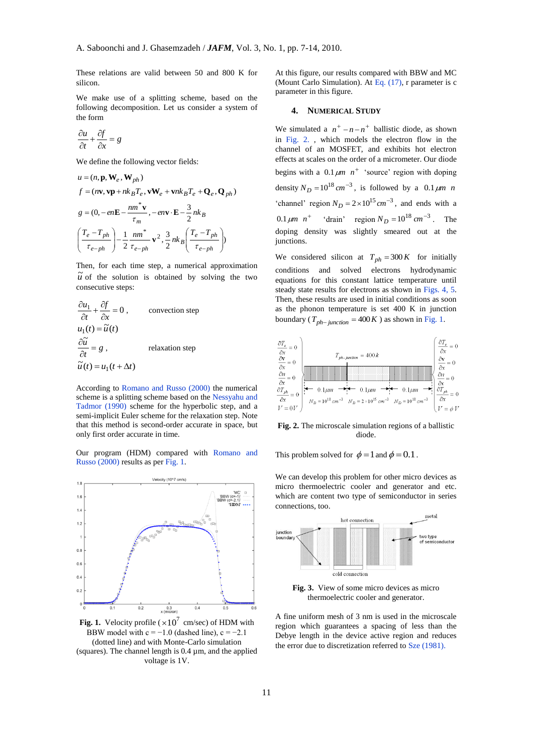These relations are valid between 50 and 800 K for silicon.

We make use of a splitting scheme, based on the following decomposition. Let us consider a system of the form

$$\frac{\partial u}{\partial t} + \frac{\partial f}{\partial x} = g$$

We define the following vector fields:

$$u = (n, \mathbf{p}, \mathbf{W}_e, \mathbf{W}_{ph})$$

$$f = (n\mathbf{v}, \mathbf{v}\mathbf{p} + nk_B T_e, \mathbf{v}\mathbf{W}_e + \mathbf{v}nk_B T_e + \mathbf{Q}_e, \mathbf{Q}_{ph})$$

$$g = (0, -en\mathbf{E} - \frac{nm^*\mathbf{v}}{\tau_m}, -en\mathbf{v}\cdot\mathbf{E} - \frac{3}{2}nk_B \left(\frac{T_e - T_{ph}}{\tau_{e-ph}}\right) - \frac{1}{2}\frac{nm^*}{\tau_{e-ph}}\mathbf{v}^2, \frac{3}{2}nk_B\left(\frac{T_e - T_{ph}}{\tau_{e-ph}}\right))$$

Then, for each time step, a numerical approximation $\tilde{u}$ of the solution is obtained by solving the two consecutive steps:

$$\frac{\partial u_1}{\partial t} + \frac{\partial f}{\partial x} = 0, \qquad \text{convection step}$$

$$u_1(t) = \tilde{u}(t)$$

$$\frac{\partial \tilde{u}}{\partial t} = g, \qquad \text{relaxation step}$$

$$\tilde{u}(t) = u_1(t + \Delta t)$$

According to Romano and Russo (2000) the numerical scheme is a splitting scheme based on the Nessyahu and Tadmor (1990) scheme for the hyperbolic step, and a semi-implicit Euler scheme for the relaxation step. Note that this method is second-order accurate in space, but only first order accurate in time.

Our program (HDM) compared with Romano and Russo (2000) results as per Fig. 1.

**Fig. 1.** Velocity profile ($\times 10^7$ cm/sec) of HDM with BBW model with c = −1.0 (dashed line), c = −2.1 (dotted line) and with Monte-Carlo simulation (squares). The channel length is 0.4 µm, and the applied voltage is 1V.

At this figure, our results compared with BBW and MC (Mount Carlo Simulation). At Eq. (17), r parameter is c parameter in this figure.

## 4. NUMERICAL STUDY

We simulated a $n^+ - n - n^+$ ballistic diode, as shown in Fig. 2. , which models the electron flow in the channel of an MOSFET, and exhibits hot electron effects at scales on the order of a micrometer. Our diode begins with a $0.1\,\mu m$ $n^+$ 'source' region with doping density $N_D = 10^{18}\,cm^{-3}$, is followed by a $0.1\,\mu m$ $n$ 'channel' region $N_D = 2\times 10^{15}\,cm^{-3}$, and ends with a $0.1\,\mu m$ $n^+$ 'drain' region $N_D = 10^{18}\,cm^{-3}$. The doping density was slightly smeared out at the junctions.

We considered silicon at $T_{ph} = 300\,K$ for initially conditions and solved electrons hydrodynamic equations for this constant lattice temperature until steady state results for electrons as shown in Figs. 4, 5. Then, these results are used in initial conditions as soon as the phonon temperature is set 400 K in junction boundary ($T_{ph-junction} = 400\,K$) as shown in Fig. 1.

**Fig. 2.** The microscale simulation regions of a ballistic diode.

This problem solved for $\phi = 1$ and $\phi = 0.1$.

We can develop this problem for other micro devices as micro thermoelectric cooler and generator and etc. which are content two type of semiconductor in series connections, too.

**Fig. 3.** View of some micro devices as micro thermoelectric cooler and generator.

A fine uniform mesh of 3 nm is used in the microscale region which guarantees a spacing of less than the Debye length in the device active region and reduces the error due to discretization referred to Sze (1981).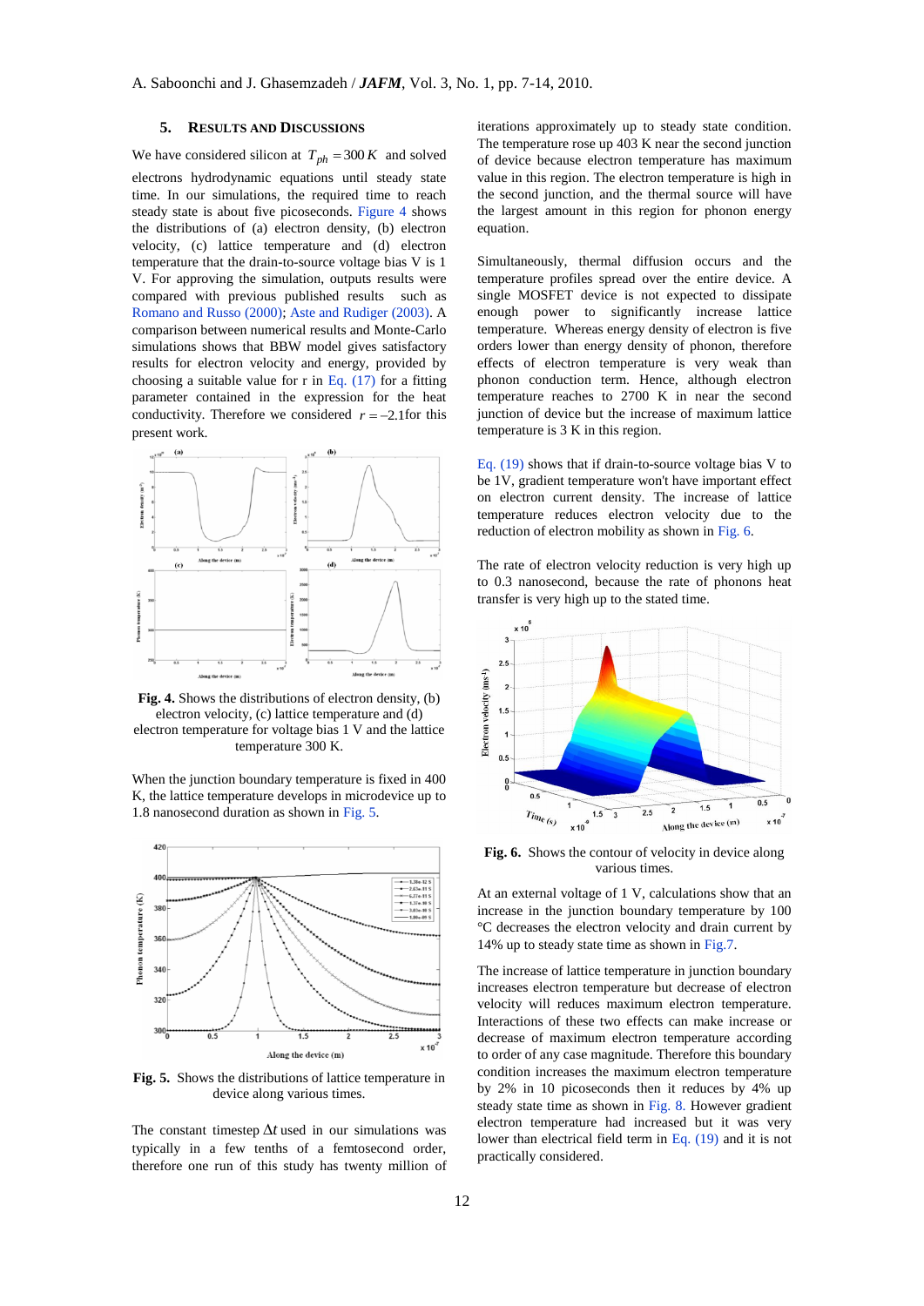## 5. Results and Discussions

We have considered silicon at $T_{ph} = 300\,K$ and solved electrons hydrodynamic equations until steady state time. In our simulations, the required time to reach steady state is about five picoseconds. Figure 4 shows the distributions of (a) electron density, (b) electron velocity, (c) lattice temperature and (d) electron temperature that the drain-to-source voltage bias V is 1 V. For approving the simulation, outputs results were compared with previous published results such as Romano and Russo (2000); Aste and Rudiger (2003). A comparison between numerical results and Monte-Carlo simulations shows that BBW model gives satisfactory results for electron velocity and energy, provided by choosing a suitable value for r in Eq. (17) for a fitting parameter contained in the expression for the heat conductivity. Therefore we considered $r = -2.1$ for this present work.

**Fig. 4.** Shows the distributions of electron density, (b) electron velocity, (c) lattice temperature and (d) electron temperature for voltage bias 1 V and the lattice temperature 300 K.

When the junction boundary temperature is fixed in 400 K, the lattice temperature develops in microdevice up to 1.8 nanosecond duration as shown in Fig. 5.

**Fig. 5.** Shows the distributions of lattice temperature in device along various times.

The constant timestep $\Delta t$ used in our simulations was typically in a few tenths of a femtosecond order, therefore one run of this study has twenty million of iterations approximately up to steady state condition. The temperature rose up 403 K near the second junction of device because electron temperature has maximum value in this region. The electron temperature is high in the second junction, and the thermal source will have the largest amount in this region for phonon energy equation.

Simultaneously, thermal diffusion occurs and the temperature profiles spread over the entire device. A single MOSFET device is not expected to dissipate enough power to significantly increase lattice temperature. Whereas energy density of electron is five orders lower than energy density of phonon, therefore effects of electron temperature is very weak than phonon conduction term. Hence, although electron temperature reaches to 2700 K in near the second junction of device but the increase of maximum lattice temperature is 3 K in this region.

Eq. (19) shows that if drain-to-source voltage bias V to be 1V, gradient temperature won't have important effect on electron current density. The increase of lattice temperature reduces electron velocity due to the reduction of electron mobility as shown in Fig. 6.

The rate of electron velocity reduction is very high up to 0.3 nanosecond, because the rate of phonons heat transfer is very high up to the stated time.

**Fig. 6.** Shows the contour of velocity in device along various times.

At an external voltage of 1 V, calculations show that an increase in the junction boundary temperature by 100 °C decreases the electron velocity and drain current by 14% up to steady state time as shown in Fig.7.

The increase of lattice temperature in junction boundary increases electron temperature but decrease of electron velocity will reduces maximum electron temperature. Interactions of these two effects can make increase or decrease of maximum electron temperature according to order of any case magnitude. Therefore this boundary condition increases the maximum electron temperature by 2% in 10 picoseconds then it reduces by 4% up steady state time as shown in Fig. 8. However gradient electron temperature had increased but it was very lower than electrical field term in Eq. (19) and it is not practically considered.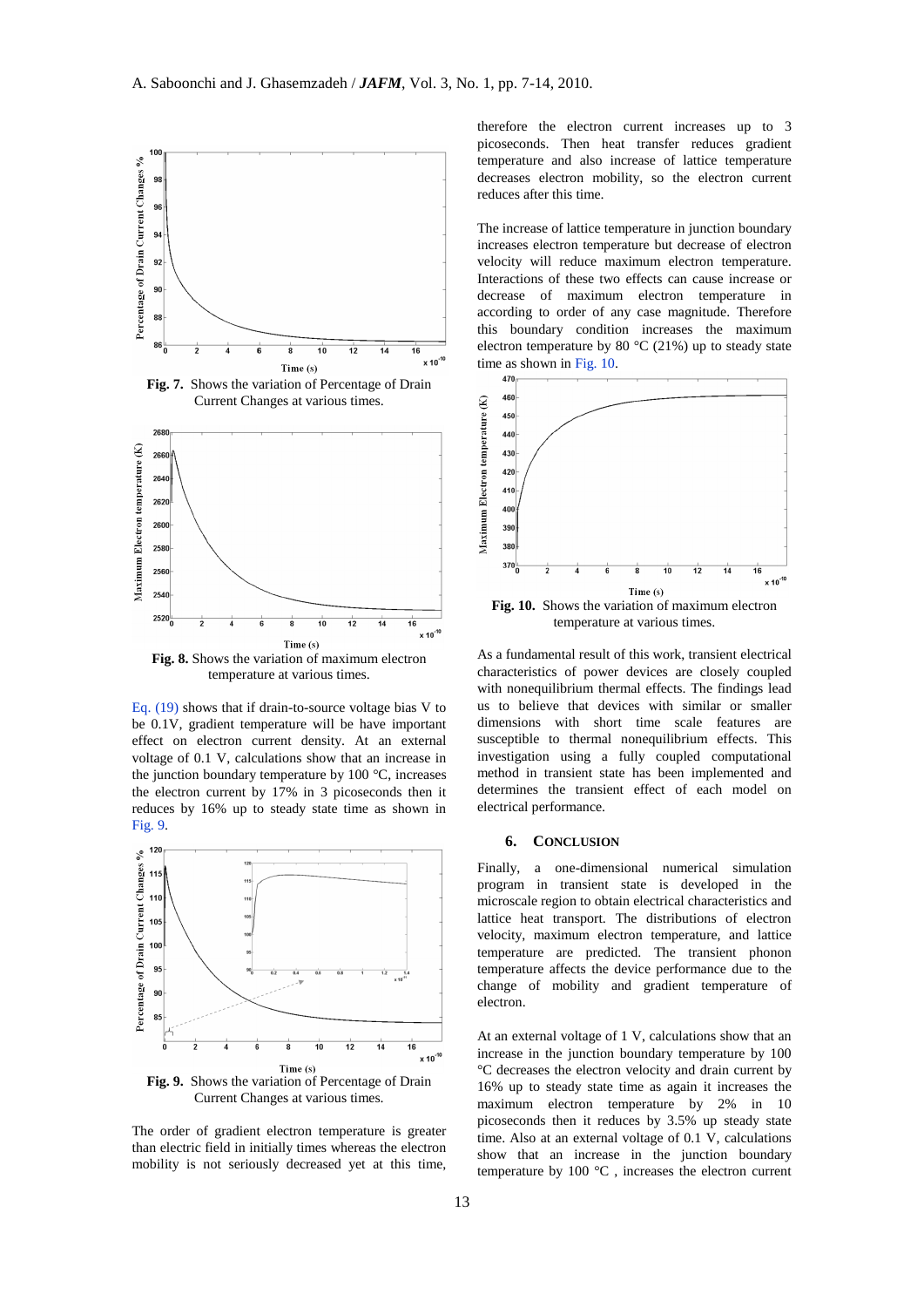Fig. 7. Shows the variation of Percentage of Drain Current Changes at various times.

Fig. 8. Shows the variation of maximum electron temperature at various times.

Eq. (19) shows that if drain-to-source voltage bias V to be 0.1V, gradient temperature will be have important effect on electron current density. At an external voltage of 0.1 V, calculations show that an increase in the junction boundary temperature by 100 °C, increases the electron current by 17% in 3 picoseconds then it reduces by 16% up to steady state time as shown in Fig. 9.

Fig. 9. Shows the variation of Percentage of Drain Current Changes at various times.

The order of gradient electron temperature is greater than electric field in initially times whereas the electron mobility is not seriously decreased yet at this time, therefore the electron current increases up to 3 picoseconds. Then heat transfer reduces gradient temperature and also increase of lattice temperature decreases electron mobility, so the electron current reduces after this time.

The increase of lattice temperature in junction boundary increases electron temperature but decrease of electron velocity will reduce maximum electron temperature. Interactions of these two effects can cause increase or decrease of maximum electron temperature in according to order of any case magnitude. Therefore this boundary condition increases the maximum electron temperature by 80 °C (21%) up to steady state time as shown in Fig. 10.

Fig. 10. Shows the variation of maximum electron temperature at various times.

As a fundamental result of this work, transient electrical characteristics of power devices are closely coupled with nonequilibrium thermal effects. The findings lead us to believe that devices with similar or smaller dimensions with short time scale features are susceptible to thermal nonequilibrium effects. This investigation using a fully coupled computational method in transient state has been implemented and determines the transient effect of each model on electrical performance.

## 6. CONCLUSION

Finally, a one-dimensional numerical simulation program in transient state is developed in the microscale region to obtain electrical characteristics and lattice heat transport. The distributions of electron velocity, maximum electron temperature, and lattice temperature are predicted. The transient phonon temperature affects the device performance due to the change of mobility and gradient temperature of electron.

At an external voltage of 1 V, calculations show that an increase in the junction boundary temperature by 100 °C decreases the electron velocity and drain current by 16% up to steady state time as again it increases the maximum electron temperature by 2% in 10 picoseconds then it reduces by 3.5% up steady state time. Also at an external voltage of 0.1 V, calculations show that an increase in the junction boundary temperature by 100 °C , increases the electron current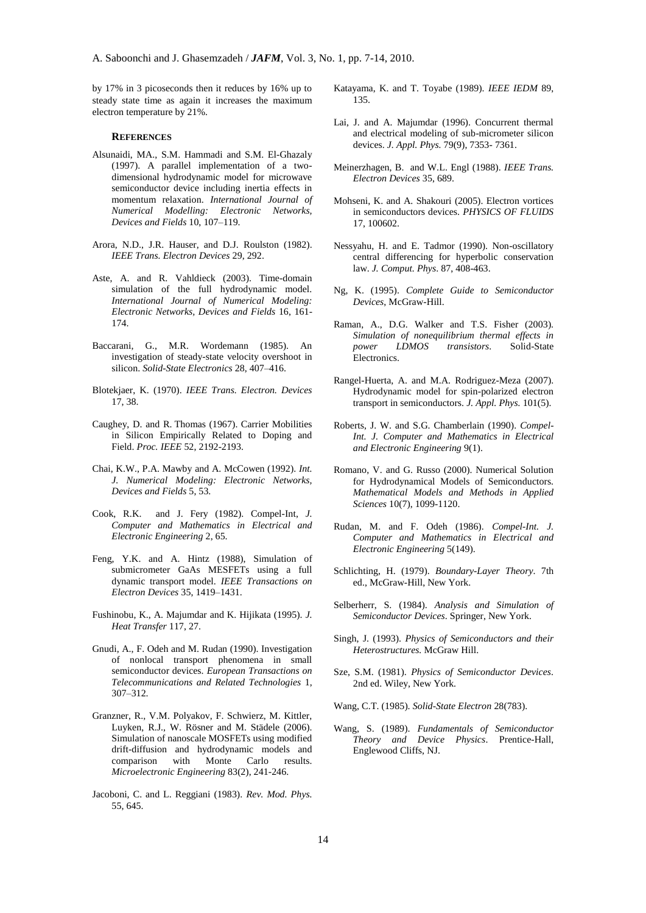by 17% in 3 picoseconds then it reduces by 16% up to steady state time as again it increases the maximum electron temperature by 21%.

## REFERENCES

Alsunaidi, MA., S.M. Hammadi and S.M. El-Ghazaly (1997). A parallel implementation of a two-dimensional hydrodynamic model for microwave semiconductor device including inertia effects in momentum relaxation. *International Journal of Numerical Modelling: Electronic Networks, Devices and Fields* 10, 107–119.

Arora, N.D., J.R. Hauser, and D.J. Roulston (1982). *IEEE Trans. Electron Devices* 29, 292.

Aste, A. and R. Vahldieck (2003). Time-domain simulation of the full hydrodynamic model. *International Journal of Numerical Modeling: Electronic Networks, Devices and Fields* 16, 161-174.

Baccarani, G., M.R. Wordemann (1985). An investigation of steady-state velocity overshoot in silicon. *Solid-State Electronics* 28, 407–416.

Blotekjaer, K. (1970). *IEEE Trans. Electron. Devices* 17, 38.

Caughey, D. and R. Thomas (1967). Carrier Mobilities in Silicon Empirically Related to Doping and Field. *Proc. IEEE* 52, 2192-2193.

Chai, K.W., P.A. Mawby and A. McCowen (1992). *Int. J. Numerical Modeling: Electronic Networks, Devices and Fields* 5, 53.

Cook, R.K. and J. Fery (1982). Compel-Int, *J. Computer and Mathematics in Electrical and Electronic Engineering* 2, 65.

Feng, Y.K. and A. Hintz (1988), Simulation of submicrometer GaAs MESFETs using a full dynamic transport model. *IEEE Transactions on Electron Devices* 35, 1419–1431.

Fushinobu, K., A. Majumdar and K. Hijikata (1995). *J. Heat Transfer* 117, 27.

Gnudi, A., F. Odeh and M. Rudan (1990). Investigation of nonlocal transport phenomena in small semiconductor devices. *European Transactions on Telecommunications and Related Technologies* 1, 307–312.

Granzner, R., V.M. Polyakov, F. Schwierz, M. Kittler, Luyken, R.J., W. Rösner and M. Städele (2006). Simulation of nanoscale MOSFETs using modified drift-diffusion and hydrodynamic models and comparison with Monte Carlo results. *Microelectronic Engineering* 83(2), 241-246.

Jacoboni, C. and L. Reggiani (1983). *Rev. Mod. Phys.* 55, 645.

Katayama, K. and T. Toyabe (1989). *IEEE IEDM* 89, 135.

Lai, J. and A. Majumdar (1996). Concurrent thermal and electrical modeling of sub-micrometer silicon devices. *J. Appl. Phys.* 79(9), 7353- 7361.

Meinerzhagen, B. and W.L. Engl (1988). *IEEE Trans. Electron Devices* 35, 689.

Mohseni, K. and A. Shakouri (2005). Electron vortices in semiconductors devices. *PHYSICS OF FLUIDS* 17, 100602.

Nessyahu, H. and E. Tadmor (1990). Non-oscillatory central differencing for hyperbolic conservation law. *J. Comput. Phys*. 87, 408-463.

Ng, K. (1995). *Complete Guide to Semiconductor Devices*, McGraw-Hill.

Raman, A., D.G. Walker and T.S. Fisher (2003). *Simulation of nonequilibrium thermal effects in power LDMOS transistors*. Solid-State Electronics.

Rangel-Huerta, A. and M.A. Rodriguez-Meza (2007). Hydrodynamic model for spin-polarized electron transport in semiconductors. *J. Appl. Phys.* 101(5).

Roberts, J. W. and S.G. Chamberlain (1990). *Compel-Int. J. Computer and Mathematics in Electrical and Electronic Engineering* 9(1).

Romano, V. and G. Russo (2000). Numerical Solution for Hydrodynamical Models of Semiconductors. *Mathematical Models and Methods in Applied Sciences* 10(7), 1099-1120.

Rudan, M. and F. Odeh (1986). *Compel-Int. J. Computer and Mathematics in Electrical and Electronic Engineering* 5(149).

Schlichting, H. (1979). *Boundary-Layer Theory*. 7th ed., McGraw-Hill, New York.

Selberherr, S. (1984). *Analysis and Simulation of Semiconductor Devices*. Springer, New York.

Singh, J. (1993). *Physics of Semiconductors and their Heterostructures.* McGraw Hill.

Sze, S.M. (1981). *Physics of Semiconductor Devices*. 2nd ed. Wiley, New York.

Wang, C.T. (1985). *Solid-State Electron* 28(783).

Wang, S. (1989). *Fundamentals of Semiconductor Theory and Device Physics*. Prentice-Hall, Englewood Cliffs, NJ.